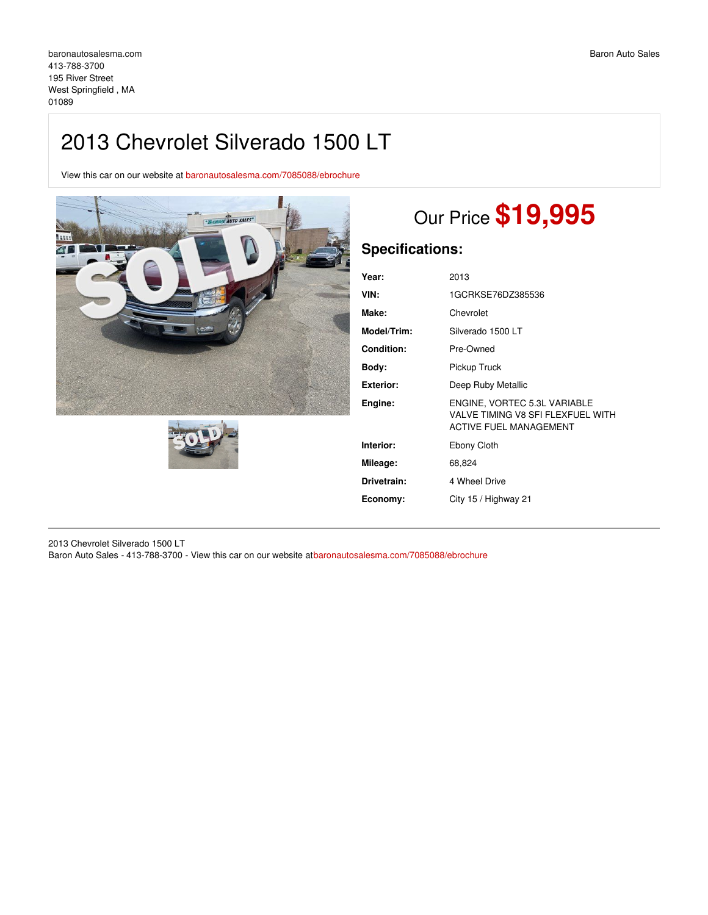baronautosalesma.com
413-788-3700
195 River Street
West Springfield , MA
01089

Baron Auto Sales

# 2013 Chevrolet Silverado 1500 LT

View this car on our website at baronautosalesma.com/7085088/ebrochure

## Our Price **$19,995**

## Specifications:

| | |
|---|---|
| **Year:** | 2013 |
| **VIN:** | 1GCRKSE76DZ385536 |
| **Make:** | Chevrolet |
| **Model/Trim:** | Silverado 1500 LT |
| **Condition:** | Pre-Owned |
| **Body:** | Pickup Truck |
| **Exterior:** | Deep Ruby Metallic |
| **Engine:** | ENGINE, VORTEC 5.3L VARIABLE VALVE TIMING V8 SFI FLEXFUEL WITH ACTIVE FUEL MANAGEMENT |
| **Interior:** | Ebony Cloth |
| **Mileage:** | 68,824 |
| **Drivetrain:** | 4 Wheel Drive |
| **Economy:** | City 15 / Highway 21 |

2013 Chevrolet Silverado 1500 LT
Baron Auto Sales - 413-788-3700 - View this car on our website atbaronautosalesma.com/7085088/ebrochure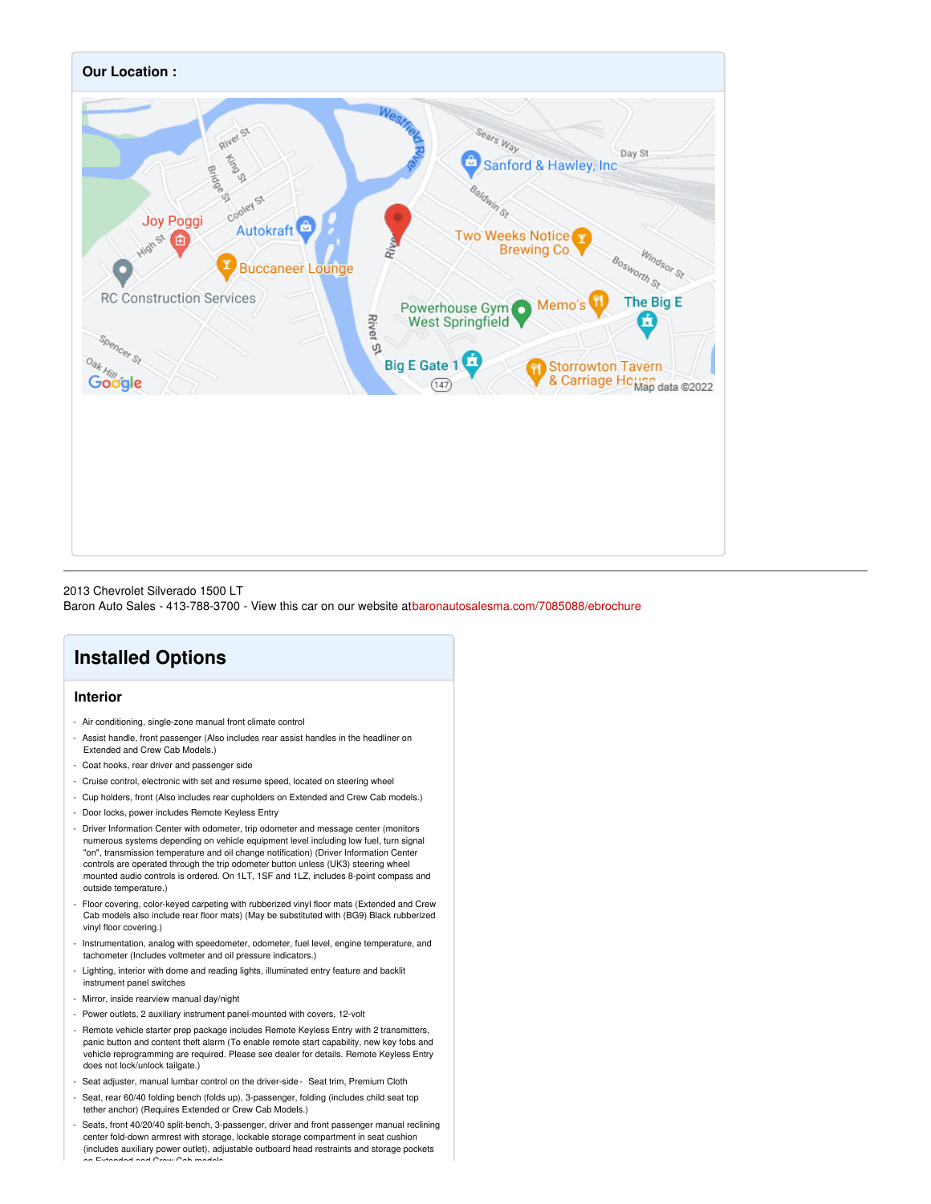## Our Location :

2013 Chevrolet Silverado 1500 LT
Baron Auto Sales - 413-788-3700 - View this car on our website atbaronautosalesma.com/7085088/ebrochure

# Installed Options

## Interior

- Air conditioning, single-zone manual front climate control
- Assist handle, front passenger (Also includes rear assist handles in the headliner on Extended and Crew Cab Models.)
- Coat hooks, rear driver and passenger side
- Cruise control, electronic with set and resume speed, located on steering wheel
- Cup holders, front (Also includes rear cupholders on Extended and Crew Cab models.)
- Door locks, power includes Remote Keyless Entry
- Driver Information Center with odometer, trip odometer and message center (monitors numerous systems depending on vehicle equipment level including low fuel, turn signal "on", transmission temperature and oil change notification) (Driver Information Center controls are operated through the trip odometer button unless (UK3) steering wheel mounted audio controls is ordered. On 1LT, 1SF and 1LZ, includes 8-point compass and outside temperature.)
- Floor covering, color-keyed carpeting with rubberized vinyl floor mats (Extended and Crew Cab models also include rear floor mats) (May be substituted with (BG9) Black rubberized vinyl floor covering.)
- Instrumentation, analog with speedometer, odometer, fuel level, engine temperature, and tachometer (Includes voltmeter and oil pressure indicators.)
- Lighting, interior with dome and reading lights, illuminated entry feature and backlit instrument panel switches
- Mirror, inside rearview manual day/night
- Power outlets, 2 auxiliary instrument panel-mounted with covers, 12-volt
- Remote vehicle starter prep package includes Remote Keyless Entry with 2 transmitters, panic button and content theft alarm (To enable remote start capability, new key fobs and vehicle reprogramming are required. Please see dealer for details. Remote Keyless Entry does not lock/unlock tailgate.)
- Seat adjuster, manual lumbar control on the driver-side - Seat trim, Premium Cloth
- Seat, rear 60/40 folding bench (folds up), 3-passenger, folding (includes child seat top tether anchor) (Requires Extended or Crew Cab Models.)
- Seats, front 40/20/40 split-bench, 3-passenger, driver and front passenger manual reclining center fold-down armrest with storage, lockable storage compartment in seat cushion (includes auxiliary power outlet), adjustable outboard head restraints and storage pockets on Extended and Crew Cab models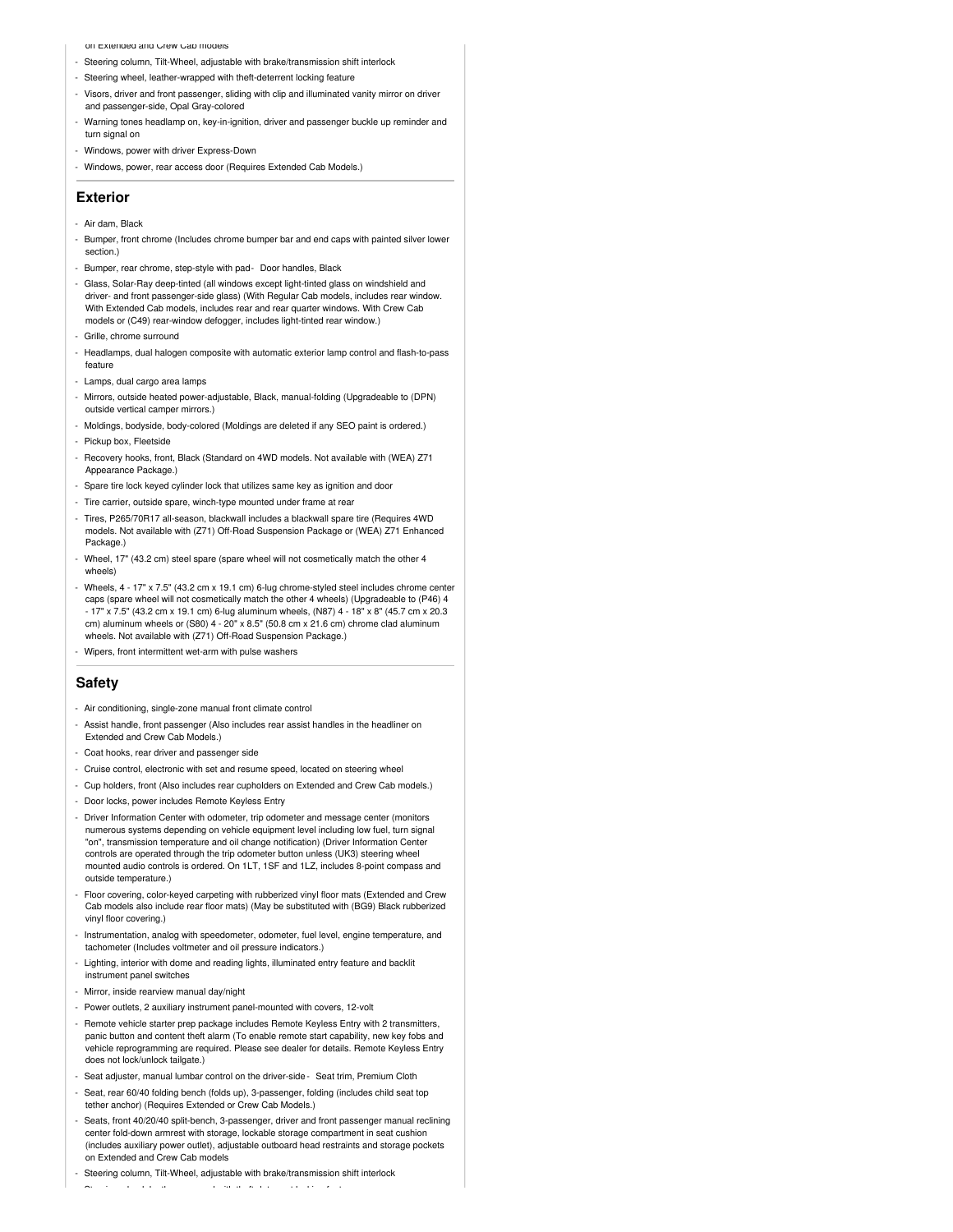on Extended and Crew Cab models

- Steering column, Tilt-Wheel, adjustable with brake/transmission shift interlock
- Steering wheel, leather-wrapped with theft-deterrent locking feature
- Visors, driver and front passenger, sliding with clip and illuminated vanity mirror on driver and passenger-side, Opal Gray-colored
- Warning tones headlamp on, key-in-ignition, driver and passenger buckle up reminder and turn signal on
- Windows, power with driver Express-Down
- Windows, power, rear access door (Requires Extended Cab Models.)

## Exterior

- Air dam, Black
- Bumper, front chrome (Includes chrome bumper bar and end caps with painted silver lower section.)
- Bumper, rear chrome, step-style with pad - Door handles, Black
- Glass, Solar-Ray deep-tinted (all windows except light-tinted glass on windshield and driver- and front passenger-side glass) (With Regular Cab models, includes rear window. With Extended Cab models, includes rear and rear quarter windows. With Crew Cab models or (C49) rear-window defogger, includes light-tinted rear window.)
- Grille, chrome surround
- Headlamps, dual halogen composite with automatic exterior lamp control and flash-to-pass feature
- Lamps, dual cargo area lamps
- Mirrors, outside heated power-adjustable, Black, manual-folding (Upgradeable to (DPN) outside vertical camper mirrors.)
- Moldings, bodyside, body-colored (Moldings are deleted if any SEO paint is ordered.)
- Pickup box, Fleetside
- Recovery hooks, front, Black (Standard on 4WD models. Not available with (WEA) Z71 Appearance Package.)
- Spare tire lock keyed cylinder lock that utilizes same key as ignition and door
- Tire carrier, outside spare, winch-type mounted under frame at rear
- Tires, P265/70R17 all-season, blackwall includes a blackwall spare tire (Requires 4WD models. Not available with (Z71) Off-Road Suspension Package or (WEA) Z71 Enhanced Package.)
- Wheel, 17" (43.2 cm) steel spare (spare wheel will not cosmetically match the other 4 wheels)
- Wheels, 4 - 17" x 7.5" (43.2 cm x 19.1 cm) 6-lug chrome-styled steel includes chrome center caps (spare wheel will not cosmetically match the other 4 wheels) (Upgradeable to (P46) 4 - 17" x 7.5" (43.2 cm x 19.1 cm) 6-lug aluminum wheels, (N87) 4 - 18" x 8" (45.7 cm x 20.3 cm) aluminum wheels or (S80) 4 - 20" x 8.5" (50.8 cm x 21.6 cm) chrome clad aluminum wheels. Not available with (Z71) Off-Road Suspension Package.)
- Wipers, front intermittent wet-arm with pulse washers

## Safety

- Air conditioning, single-zone manual front climate control
- Assist handle, front passenger (Also includes rear assist handles in the headliner on Extended and Crew Cab Models.)
- Coat hooks, rear driver and passenger side
- Cruise control, electronic with set and resume speed, located on steering wheel
- Cup holders, front (Also includes rear cupholders on Extended and Crew Cab models.)
- Door locks, power includes Remote Keyless Entry
- Driver Information Center with odometer, trip odometer and message center (monitors numerous systems depending on vehicle equipment level including low fuel, turn signal "on", transmission temperature and oil change notification) (Driver Information Center controls are operated through the trip odometer button unless (UK3) steering wheel mounted audio controls is ordered. On 1LT, 1SF and 1LZ, includes 8-point compass and outside temperature.)
- Floor covering, color-keyed carpeting with rubberized vinyl floor mats (Extended and Crew Cab models also include rear floor mats) (May be substituted with (BG9) Black rubberized vinyl floor covering.)
- Instrumentation, analog with speedometer, odometer, fuel level, engine temperature, and tachometer (Includes voltmeter and oil pressure indicators.)
- Lighting, interior with dome and reading lights, illuminated entry feature and backlit instrument panel switches
- Mirror, inside rearview manual day/night
- Power outlets, 2 auxiliary instrument panel-mounted with covers, 12-volt
- Remote vehicle starter prep package includes Remote Keyless Entry with 2 transmitters, panic button and content theft alarm (To enable remote start capability, new key fobs and vehicle reprogramming are required. Please see dealer for details. Remote Keyless Entry does not lock/unlock tailgate.)
- Seat adjuster, manual lumbar control on the driver-side - Seat trim, Premium Cloth
- Seat, rear 60/40 folding bench (folds up), 3-passenger, folding (includes child seat top tether anchor) (Requires Extended or Crew Cab Models.)
- Seats, front 40/20/40 split-bench, 3-passenger, driver and front passenger manual reclining center fold-down armrest with storage, lockable storage compartment in seat cushion (includes auxiliary power outlet), adjustable outboard head restraints and storage pockets on Extended and Crew Cab models
- Steering column, Tilt-Wheel, adjustable with brake/transmission shift interlock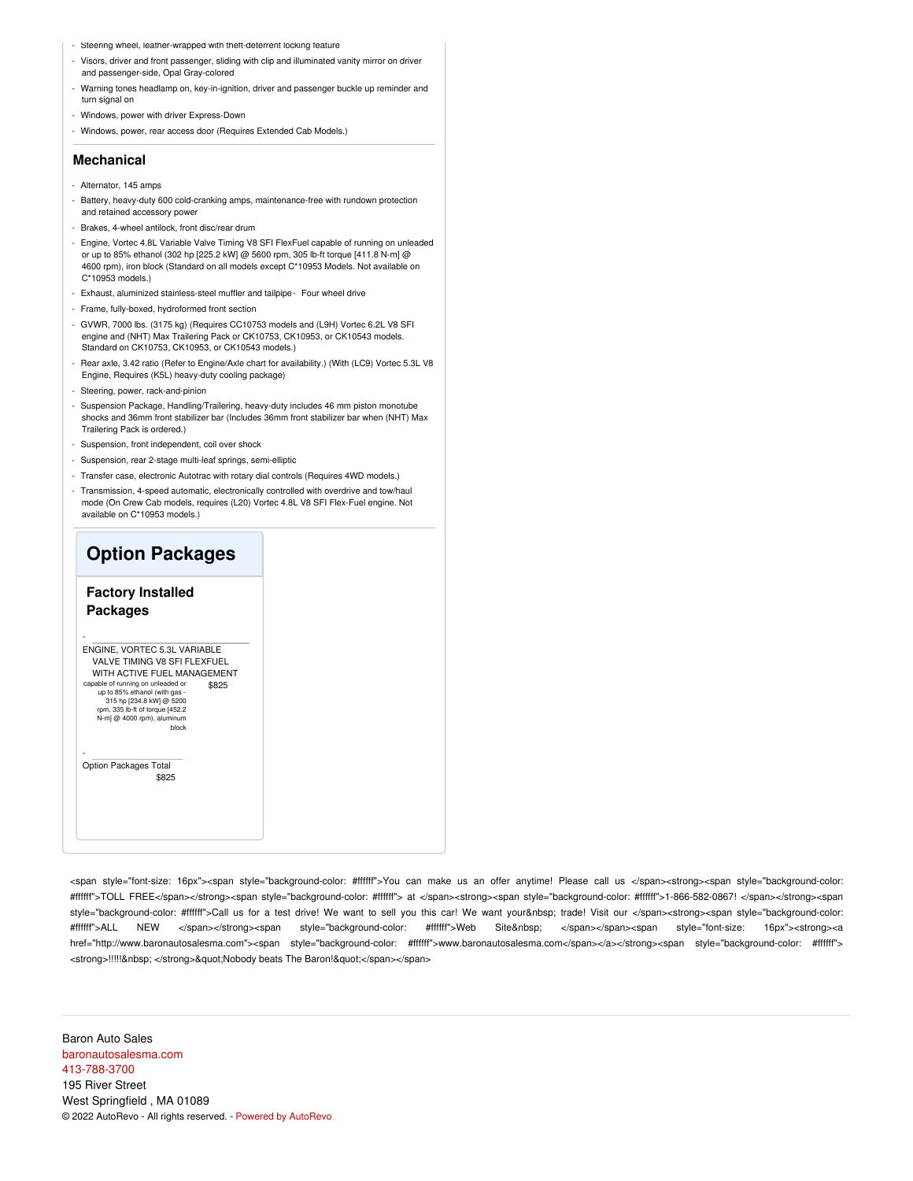- Steering wheel, leather-wrapped with theft-deterrent locking feature
- Visors, driver and front passenger, sliding with clip and illuminated vanity mirror on driver and passenger-side, Opal Gray-colored
- Warning tones headlamp on, key-in-ignition, driver and passenger buckle up reminder and turn signal on
- Windows, power with driver Express-Down
- Windows, power, rear access door (Requires Extended Cab Models.)

### Mechanical

- Alternator, 145 amps
- Battery, heavy-duty 600 cold-cranking amps, maintenance-free with rundown protection and retained accessory power
- Brakes, 4-wheel antilock, front disc/rear drum
- Engine, Vortec 4.8L Variable Valve Timing V8 SFI FlexFuel capable of running on unleaded or up to 85% ethanol (302 hp [225.2 kW] @ 5600 rpm, 305 lb-ft torque [411.8 N-m] @ 4600 rpm), iron block (Standard on all models except C*10953 Models. Not available on C*10953 models.)
- Exhaust, aluminized stainless-steel muffler and tailpipe
- Four wheel drive
- Frame, fully-boxed, hydroformed front section
- GVWR, 7000 lbs. (3175 kg) (Requires CC10753 models and (L9H) Vortec 6.2L V8 SFI engine and (NHT) Max Trailering Pack or CK10753, CK10953, or CK10543 models. Standard on CK10753, CK10953, or CK10543 models.)
- Rear axle, 3.42 ratio (Refer to Engine/Axle chart for availability.) (With (LC9) Vortec 5.3L V8 Engine, Requires (K5L) heavy-duty cooling package)
- Steering, power, rack-and-pinion
- Suspension Package, Handling/Trailering, heavy-duty includes 46 mm piston monotube shocks and 36mm front stabilizer bar (Includes 36mm front stabilizer bar when (NHT) Max Trailering Pack is ordered.)
- Suspension, front independent, coil over shock
- Suspension, rear 2-stage multi-leaf springs, semi-elliptic
- Transfer case, electronic Autotrac with rotary dial controls (Requires 4WD models.)
- Transmission, 4-speed automatic, electronically controlled with overdrive and tow/haul mode (On Crew Cab models, requires (L20) Vortec 4.8L V8 SFI Flex-Fuel engine. Not available on C*10953 models.)

## Option Packages

### Factory Installed Packages

- ENGINE, VORTEC 5.3L VARIABLE VALVE TIMING V8 SFI FLEXFUEL WITH ACTIVE FUEL MANAGEMENT — $825

  capable of running on unleaded or up to 85% ethanol (with gas - 315 hp [234.8 kW] @ 5200 rpm, 335 lb-ft of torque [452.2 N-m] @ 4000 rpm), aluminum block

- Option Packages Total — $825

<span style="font-size: 16px"><span style="background-color: #ffffff">You can make us an offer anytime! Please call us </span><strong><span style="background-color: #ffffff">TOLL FREE</span></strong><span style="background-color: #ffffff"> at </span><strong><span style="background-color: #ffffff">1-866-582-0867! </span></strong><span style="background-color: #ffffff">Call us for a test drive! We want to sell you this car! We want your&nbsp; trade! Visit our </span><strong><span style="background-color: #ffffff">ALL NEW </span></strong><span style="background-color: #ffffff">Web Site&nbsp; </span></span><span style="font-size: 16px"><strong><a href="http://www.baronautosalesma.com"><span style="background-color: #ffffff">www.baronautosalesma.com</span></a></strong><span style="background-color: #ffffff"><strong>!!!!&nbsp; </strong>&quot;Nobody beats The Baron!&quot;</span></span>

Baron Auto Sales
baronautosalesma.com
413-788-3700
195 River Street
West Springfield , MA 01089
© 2022 AutoRevo - All rights reserved. - Powered by AutoRevo